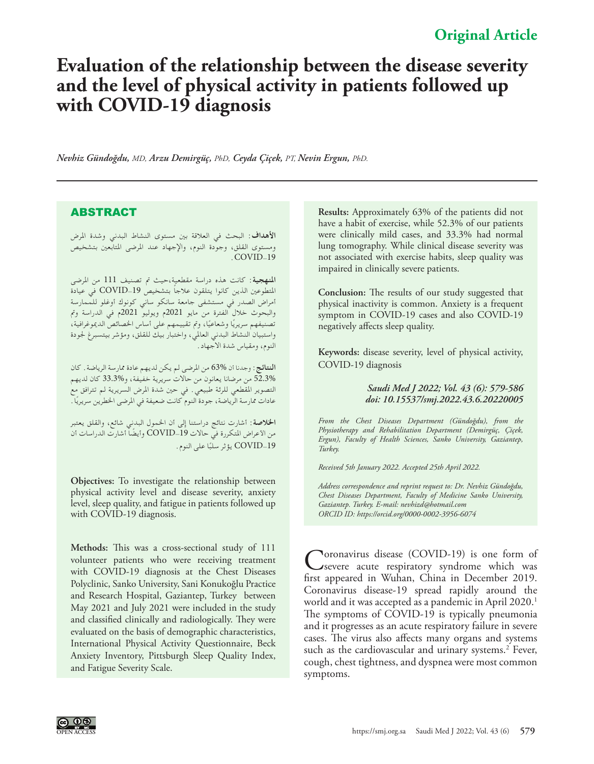Original Article

# Evaluation of the relationship between the disease severity and the level of physical activity in patients followed up with COVID-19 diagnosis

*Nevhiz Gündoğdu, MD, Arzu Demirgüç, PhD, Ceyda Çiçek, PT, Nevin Ergun, PhD.*

## ABSTRACT

**الأهداف**: البحث في العلاقة بين مستوى النشاط البدني وشدة المرض ومستوى القلق، وجودة النوم، والإجهاد عند المرضى المتابعين بتشخيص COVID-19.

**المنهجية**: كانت هذه دراسة مقطعية،حيث تم تصنيف 111 من المرضى المتطوعين الذين كانوا يتلقون علاجاً بتشخيص COVID-19 في عيادة أمراض الصدر في مستشفى جامعة سانكو ساني كونوك أوغلو للممارسة والبحوث خلال الفترة من مايو 2021م ويوليو 2021م في الدراسة وتم تصنيفهم سريريًا وشعاعيًا، وتم تقييمهم على أساس الخصائص الديموغرافية، واستبيان النشاط البدني العالمي، واختبار بيك للقلق، ومؤشر بيتسبرغ لجودة النوم، ومقياس شدة الاجهاد.

**النتائج**: وجدنا أن 63% من المرضى لم يكن لديهم عادة ممارسة الرياضة. كان 52.3% من مرضانا يعانون من حالات سريرية خفيفة، و33.3% كان لديهم التصوير المقطعي للرئة طبيعي. في حين شدة المرض السريرية لم تترافق مع عادات ممارسة الرياضة، جودة النوم كانت ضعيفة في المرضى الخطيرين سريريًا.

**الخلاصة**: أشارت نتائج دراستنا إلى أن الخمول البدني شائع، والقلق يعتبر من الأعراض المتكررة في حالات COVID-19 وأيضًا أشارت الدراسات أن COVID-19 يؤثر سلبًا على النوم.

**Objectives:** To investigate the relationship between physical activity level and disease severity, anxiety level, sleep quality, and fatigue in patients followed up with COVID-19 diagnosis.

**Methods:** This was a cross-sectional study of 111 volunteer patients who were receiving treatment with COVID-19 diagnosis at the Chest Diseases Polyclinic, Sanko University, Sani Konukoğlu Practice and Research Hospital, Gaziantep, Turkey between May 2021 and July 2021 were included in the study and classified clinically and radiologically. They were evaluated on the basis of demographic characteristics, International Physical Activity Questionnaire, Beck Anxiety Inventory, Pittsburgh Sleep Quality Index, and Fatigue Severity Scale.

**Results:** Approximately 63% of the patients did not have a habit of exercise, while 52.3% of our patients were clinically mild cases, and 33.3% had normal lung tomography. While clinical disease severity was not associated with exercise habits, sleep quality was impaired in clinically severe patients.

**Conclusion:** The results of our study suggested that physical inactivity is common. Anxiety is a frequent symptom in COVID-19 cases and also COVID-19 negatively affects sleep quality.

**Keywords:** disease severity, level of physical activity, COVID-19 diagnosis

*Saudi Med J 2022; Vol. 43 (6): 579-586*
*doi: 10.15537/smj.2022.43.6.20220005*

*From the Chest Diseases Department (Gündoğdu), from the Physiotherapy and Rehabilitation Department (Demirgüç, Çiçek, Ergun), Faculty of Health Sciences, Sanko University, Gaziantep, Turkey.*

*Received 5th January 2022. Accepted 25th April 2022.*

*Address correspondence and reprint request to: Dr. Nevhiz Gündoğdu, Chest Diseases Department, Faculty of Medicine Sanko University, Gaziantep. Turkey. E-mail: nevhizd@hotmail.com*
*ORCID ID: https://orcid.org/0000-0002-3956-6074*

Coronavirus disease (COVID-19) is one form of severe acute respiratory syndrome which was first appeared in Wuhan, China in December 2019. Coronavirus disease-19 spread rapidly around the world and it was accepted as a pandemic in April 2020.[1] The symptoms of COVID-19 is typically pneumonia and it progresses as an acute respiratory failure in severe cases. The virus also affects many organs and systems such as the cardiovascular and urinary systems.[2] Fever, cough, chest tightness, and dyspnea were most common symptoms.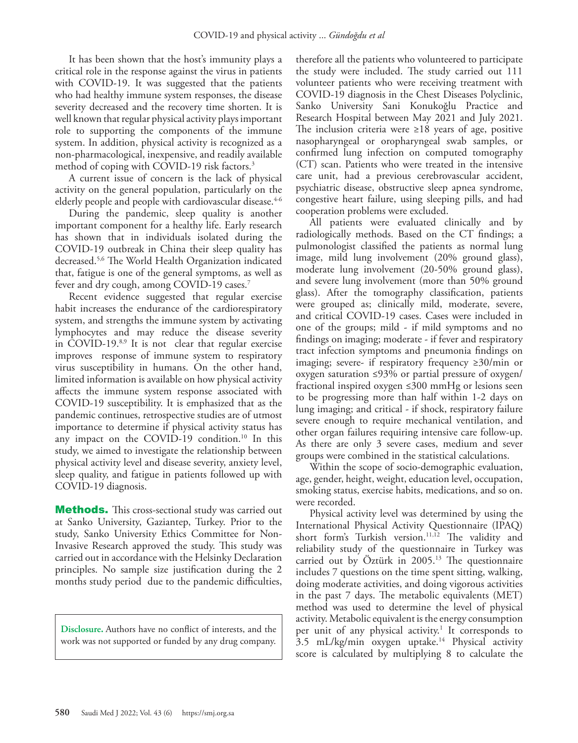It has been shown that the host's immunity plays a critical role in the response against the virus in patients with COVID-19. It was suggested that the patients who had healthy immune system responses, the disease severity decreased and the recovery time shorten. It is well known that regular physical activity plays important role to supporting the components of the immune system. In addition, physical activity is recognized as a non-pharmacological, inexpensive, and readily available method of coping with COVID-19 risk factors.[3]

A current issue of concern is the lack of physical activity on the general population, particularly on the elderly people and people with cardiovascular disease.[4-6]

During the pandemic, sleep quality is another important component for a healthy life. Early research has shown that in individuals isolated during the COVID-19 outbreak in China their sleep quality has decreased.[5,6] The World Health Organization indicated that, fatigue is one of the general symptoms, as well as fever and dry cough, among COVID-19 cases.[7]

Recent evidence suggested that regular exercise habit increases the endurance of the cardiorespiratory system, and strengths the immune system by activating lymphocytes and may reduce the disease severity in COVID-19.[8,9] It is not clear that regular exercise improves response of immune system to respiratory virus susceptibility in humans. On the other hand, limited information is available on how physical activity affects the immune system response associated with COVID-19 susceptibility. It is emphasized that as the pandemic continues, retrospective studies are of utmost importance to determine if physical activity status has any impact on the COVID-19 condition.[10] In this study, we aimed to investigate the relationship between physical activity level and disease severity, anxiety level, sleep quality, and fatigue in patients followed up with COVID-19 diagnosis.

**Methods.** This cross-sectional study was carried out at Sanko University, Gaziantep, Turkey. Prior to the study, Sanko University Ethics Committee for Non-Invasive Research approved the study. This study was carried out in accordance with the Helsinky Declaration principles. No sample size justification during the 2 months study period due to the pandemic difficulties, therefore all the patients who volunteered to participate the study were included. The study carried out 111 volunteer patients who were receiving treatment with COVID-19 diagnosis in the Chest Diseases Polyclinic, Sanko University Sani Konukoğlu Practice and Research Hospital between May 2021 and July 2021. The inclusion criteria were ≥18 years of age, positive nasopharyngeal or oropharyngeal swab samples, or confirmed lung infection on computed tomography (CT) scan. Patients who were treated in the intensive care unit, had a previous cerebrovascular accident, psychiatric disease, obstructive sleep apnea syndrome, congestive heart failure, using sleeping pills, and had cooperation problems were excluded.

All patients were evaluated clinically and by radiologically methods. Based on the CT findings; a pulmonologist classified the patients as normal lung image, mild lung involvement (20% ground glass), moderate lung involvement (20-50% ground glass), and severe lung involvement (more than 50% ground glass). After the tomography classification, patients were grouped as; clinically mild, moderate, severe, and critical COVID-19 cases. Cases were included in one of the groups; mild - if mild symptoms and no findings on imaging; moderate - if fever and respiratory tract infection symptoms and pneumonia findings on imaging; severe- if respiratory frequency ≥30/min or oxygen saturation ≤93% or partial pressure of oxygen/fractional inspired oxygen ≤300 mmHg or lesions seen to be progressing more than half within 1-2 days on lung imaging; and critical - if shock, respiratory failure severe enough to require mechanical ventilation, and other organ failures requiring intensive care follow-up. As there are only 3 severe cases, medium and sever groups were combined in the statistical calculations.

Within the scope of socio-demographic evaluation, age, gender, height, weight, education level, occupation, smoking status, exercise habits, medications, and so on. were recorded.

Physical activity level was determined by using the International Physical Activity Questionnaire (IPAQ) short form's Turkish version.[11,12] The validity and reliability study of the questionnaire in Turkey was carried out by Öztürk in 2005.[13] The questionnaire includes 7 questions on the time spent sitting, walking, doing moderate activities, and doing vigorous activities in the past 7 days. The metabolic equivalents (MET) method was used to determine the level of physical activity. Metabolic equivalent is the energy consumption per unit of any physical activity.[1] It corresponds to 3.5 mL/kg/min oxygen uptake.[14] Physical activity score is calculated by multiplying 8 to calculate the

**Disclosure.** Authors have no conflict of interests, and the work was not supported or funded by any drug company.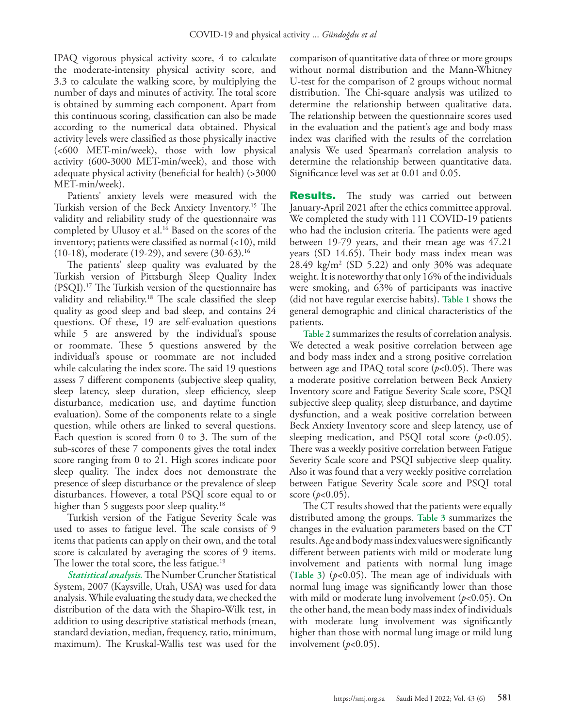IPAQ vigorous physical activity score, 4 to calculate the moderate-intensity physical activity score, and 3.3 to calculate the walking score, by multiplying the number of days and minutes of activity. The total score is obtained by summing each component. Apart from this continuous scoring, classification can also be made according to the numerical data obtained. Physical activity levels were classified as those physically inactive (<600 MET-min/week), those with low physical activity (600-3000 MET-min/week), and those with adequate physical activity (beneficial for health) (>3000 MET-min/week).

Patients' anxiety levels were measured with the Turkish version of the Beck Anxiety Inventory.[15] The validity and reliability study of the questionnaire was completed by Ulusoy et al.[16] Based on the scores of the inventory; patients were classified as normal (<10), mild (10-18), moderate (19-29), and severe (30-63).[16]

The patients' sleep quality was evaluated by the Turkish version of Pittsburgh Sleep Quality Index (PSQI).[17] The Turkish version of the questionnaire has validity and reliability.[18] The scale classified the sleep quality as good sleep and bad sleep, and contains 24 questions. Of these, 19 are self-evaluation questions while 5 are answered by the individual's spouse or roommate. These 5 questions answered by the individual's spouse or roommate are not included while calculating the index score. The said 19 questions assess 7 different components (subjective sleep quality, sleep latency, sleep duration, sleep efficiency, sleep disturbance, medication use, and daytime function evaluation). Some of the components relate to a single question, while others are linked to several questions. Each question is scored from 0 to 3. The sum of the sub-scores of these 7 components gives the total index score ranging from 0 to 21. High scores indicate poor sleep quality. The index does not demonstrate the presence of sleep disturbance or the prevalence of sleep disturbances. However, a total PSQI score equal to or higher than 5 suggests poor sleep quality.[18]

Turkish version of the Fatigue Severity Scale was used to asses to fatigue level. The scale consists of 9 items that patients can apply on their own, and the total score is calculated by averaging the scores of 9 items. The lower the total score, the less fatigue.[19]

***Statistical analysis.*** The Number Cruncher Statistical System, 2007 (Kaysville, Utah, USA) was used for data analysis. While evaluating the study data, we checked the distribution of the data with the Shapiro-Wilk test, in addition to using descriptive statistical methods (mean, standard deviation, median, frequency, ratio, minimum, maximum). The Kruskal-Wallis test was used for the comparison of quantitative data of three or more groups without normal distribution and the Mann-Whitney U-test for the comparison of 2 groups without normal distribution. The Chi-square analysis was utilized to determine the relationship between qualitative data. The relationship between the questionnaire scores used in the evaluation and the patient's age and body mass index was clarified with the results of the correlation analysis We used Spearman's correlation analysis to determine the relationship between quantitative data. Significance level was set at 0.01 and 0.05.

## Results.

The study was carried out between January-April 2021 after the ethics committee approval. We completed the study with 111 COVID-19 patients who had the inclusion criteria. The patients were aged between 19-79 years, and their mean age was 47.21 years (SD 14.65). Their body mass index mean was 28.49 kg/m$^2$ (SD 5.22) and only 30% was adequate weight. It is noteworthy that only 16% of the individuals were smoking, and 63% of participants was inactive (did not have regular exercise habits). **Table 1** shows the general demographic and clinical characteristics of the patients.

**Table 2** summarizes the results of correlation analysis. We detected a weak positive correlation between age and body mass index and a strong positive correlation between age and IPAQ total score ($p<0.05$). There was a moderate positive correlation between Beck Anxiety Inventory score and Fatigue Severity Scale score, PSQI subjective sleep quality, sleep disturbance, and daytime dysfunction, and a weak positive correlation between Beck Anxiety Inventory score and sleep latency, use of sleeping medication, and PSQI total score ($p<0.05$). There was a weekly positive correlation between Fatigue Severity Scale score and PSQI subjective sleep quality. Also it was found that a very weekly positive correlation between Fatigue Severity Scale score and PSQI total score ($p<0.05$).

The CT results showed that the patients were equally distributed among the groups. **Table 3** summarizes the changes in the evaluation parameters based on the CT results. Age and body mass index values were significantly different between patients with mild or moderate lung involvement and patients with normal lung image (**Table 3**) ($p<0.05$). The mean age of individuals with normal lung image was significantly lower than those with mild or moderate lung involvement ($p<0.05$). On the other hand, the mean body mass index of individuals with moderate lung involvement was significantly higher than those with normal lung image or mild lung involvement ($p<0.05$).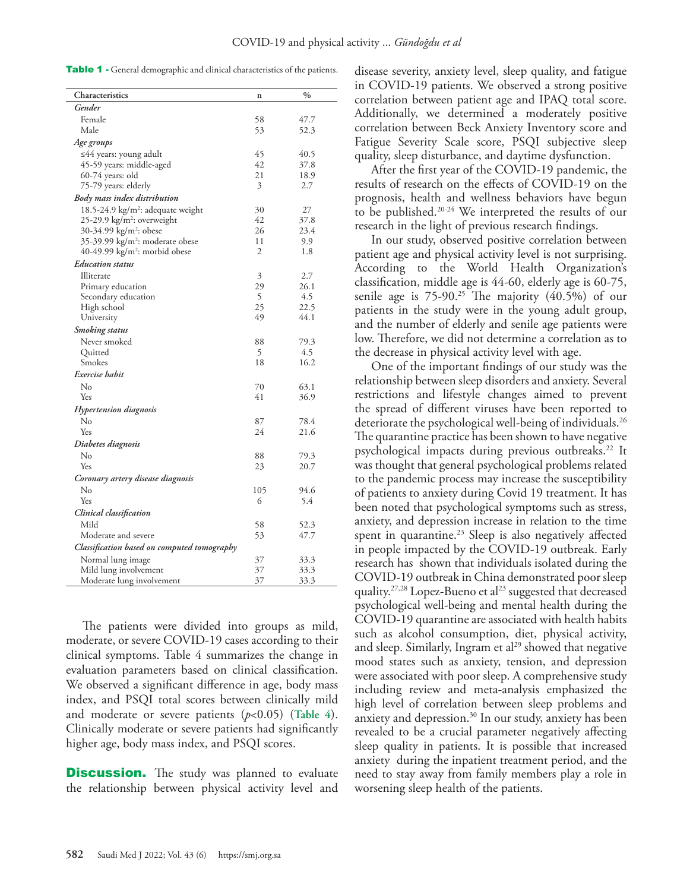**Table 1 -** General demographic and clinical characteristics of the patients.

| Characteristics | n | % |
|---|---|---|
| ***Gender*** | | |
| Female | 58 | 47.7 |
| Male | 53 | 52.3 |
| ***Age groups*** | | |
| ≤44 years: young adult | 45 | 40.5 |
| 45-59 years: middle-aged | 42 | 37.8 |
| 60-74 years: old | 21 | 18.9 |
| 75-79 years: elderly | 3 | 2.7 |
| ***Body mass index distribution*** | | |
| 18.5-24.9 kg/m$^2$: adequate weight | 30 | 27 |
| 25-29.9 kg/m$^2$: overweight | 42 | 37.8 |
| 30-34.99 kg/m$^2$: obese | 26 | 23.4 |
| 35-39.99 kg/m$^2$: moderate obese | 11 | 9.9 |
| 40-49.99 kg/m$^2$: morbid obese | 2 | 1.8 |
| ***Education status*** | | |
| Illiterate | 3 | 2.7 |
| Primary education | 29 | 26.1 |
| Secondary education | 5 | 4.5 |
| High school | 25 | 22.5 |
| University | 49 | 44.1 |
| ***Smoking status*** | | |
| Never smoked | 88 | 79.3 |
| Quitted | 5 | 4.5 |
| Smokes | 18 | 16.2 |
| ***Exercise habit*** | | |
| No | 70 | 63.1 |
| Yes | 41 | 36.9 |
| ***Hypertension diagnosis*** | | |
| No | 87 | 78.4 |
| Yes | 24 | 21.6 |
| ***Diabetes diagnosis*** | | |
| No | 88 | 79.3 |
| Yes | 23 | 20.7 |
| ***Coronary artery disease diagnosis*** | | |
| No | 105 | 94.6 |
| Yes | 6 | 5.4 |
| ***Clinical classification*** | | |
| Mild | 58 | 52.3 |
| Moderate and severe | 53 | 47.7 |
| ***Classification based on computed tomography*** | | |
| Normal lung image | 37 | 33.3 |
| Mild lung involvement | 37 | 33.3 |
| Moderate lung involvement | 37 | 33.3 |

The patients were divided into groups as mild, moderate, or severe COVID-19 cases according to their clinical symptoms. Table 4 summarizes the change in evaluation parameters based on clinical classification. We observed a significant difference in age, body mass index, and PSQI total scores between clinically mild and moderate or severe patients ($p<0.05$) (**Table 4**). Clinically moderate or severe patients had significantly higher age, body mass index, and PSQI scores.

## Discussion.

The study was planned to evaluate the relationship between physical activity level and disease severity, anxiety level, sleep quality, and fatigue in COVID-19 patients. We observed a strong positive correlation between patient age and IPAQ total score. Additionally, we determined a moderately positive correlation between Beck Anxiety Inventory score and Fatigue Severity Scale score, PSQI subjective sleep quality, sleep disturbance, and daytime dysfunction.

After the first year of the COVID-19 pandemic, the results of research on the effects of COVID-19 on the prognosis, health and wellness behaviors have begun to be published.[20-24] We interpreted the results of our research in the light of previous research findings.

In our study, observed positive correlation between patient age and physical activity level is not surprising. According to the World Health Organization's classification, middle age is 44-60, elderly age is 60-75, senile age is 75-90.[25] The majority (40.5%) of our patients in the study were in the young adult group, and the number of elderly and senile age patients were low. Therefore, we did not determine a correlation as to the decrease in physical activity level with age.

One of the important findings of our study was the relationship between sleep disorders and anxiety. Several restrictions and lifestyle changes aimed to prevent the spread of different viruses have been reported to deteriorate the psychological well-being of individuals.[26] The quarantine practice has been shown to have negative psychological impacts during previous outbreaks.[22] It was thought that general psychological problems related to the pandemic process may increase the susceptibility of patients to anxiety during Covid 19 treatment. It has been noted that psychological symptoms such as stress, anxiety, and depression increase in relation to the time spent in quarantine.[23] Sleep is also negatively affected in people impacted by the COVID-19 outbreak. Early research has shown that individuals isolated during the COVID-19 outbreak in China demonstrated poor sleep quality.[27,28] Lopez-Bueno et al[23] suggested that decreased psychological well-being and mental health during the COVID-19 quarantine are associated with health habits such as alcohol consumption, diet, physical activity, and sleep. Similarly, Ingram et al[29] showed that negative mood states such as anxiety, tension, and depression were associated with poor sleep. A comprehensive study including review and meta-analysis emphasized the high level of correlation between sleep problems and anxiety and depression.[30] In our study, anxiety has been revealed to be a crucial parameter negatively affecting sleep quality in patients. It is possible that increased anxiety during the inpatient treatment period, and the need to stay away from family members play a role in worsening sleep health of the patients.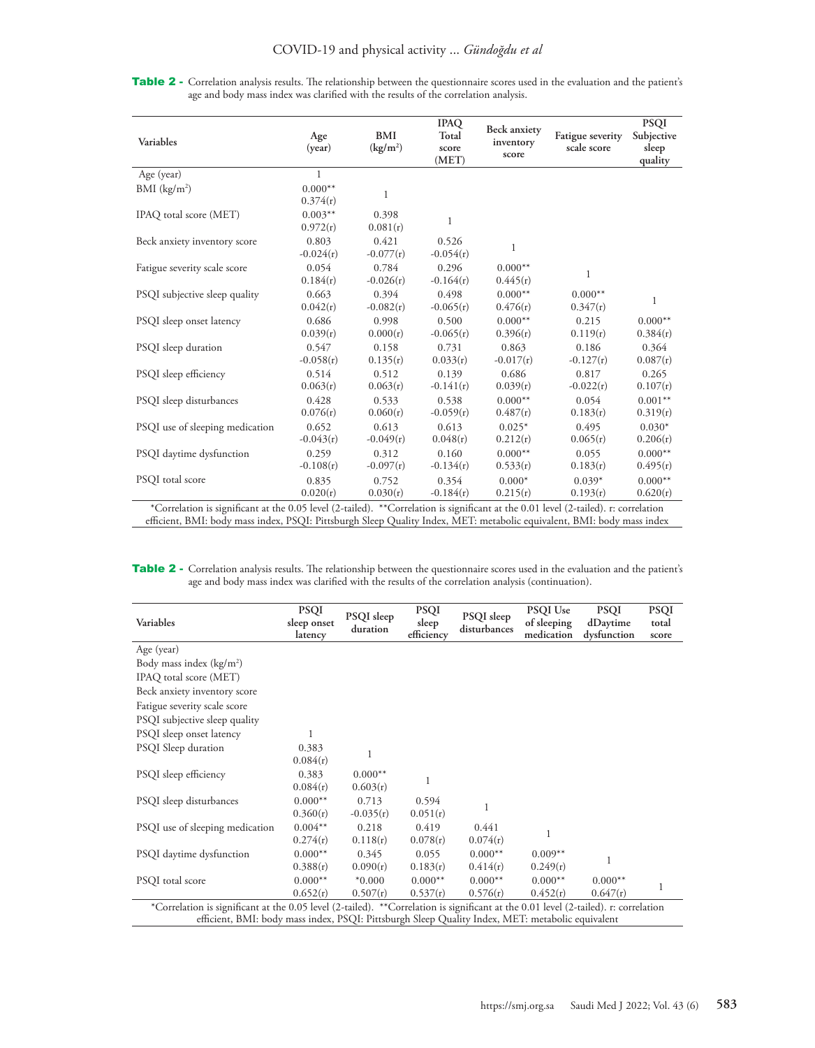**Table 2 -** Correlation analysis results. The relationship between the questionnaire scores used in the evaluation and the patient's age and body mass index was clarified with the results of the correlation analysis.

| Variables | Age (year) | BMI (kg/m²) | IPAQ Total score (MET) | Beck anxiety inventory score | Fatigue severity scale score | PSQI Subjective sleep quality |
|---|---|---|---|---|---|---|
| Age (year) | 1 | | | | | |
| BMI (kg/m²) | 0.000** 0.374(r) | 1 | | | | |
| IPAQ total score (MET) | 0.003** 0.972(r) | 0.398 0.081(r) | 1 | | | |
| Beck anxiety inventory score | 0.803 -0.024(r) | 0.421 -0.077(r) | 0.526 -0.054(r) | 1 | | |
| Fatigue severity scale score | 0.054 0.184(r) | 0.784 -0.026(r) | 0.296 -0.164(r) | 0.000** 0.445(r) | 1 | |
| PSQI subjective sleep quality | 0.663 0.042(r) | 0.394 -0.082(r) | 0.498 -0.065(r) | 0.000** 0.476(r) | 0.000** 0.347(r) | 1 |
| PSQI sleep onset latency | 0.686 0.039(r) | 0.998 0.000(r) | 0.500 -0.065(r) | 0.000** 0.396(r) | 0.215 0.119(r) | 0.000** 0.384(r) |
| PSQI sleep duration | 0.547 -0.058(r) | 0.158 0.135(r) | 0.731 0.033(r) | 0.863 -0.017(r) | 0.186 -0.127(r) | 0.364 0.087(r) |
| PSQI sleep efficiency | 0.514 0.063(r) | 0.512 0.063(r) | 0.139 -0.141(r) | 0.686 0.039(r) | 0.817 -0.022(r) | 0.265 0.107(r) |
| PSQI sleep disturbances | 0.428 0.076(r) | 0.533 0.060(r) | 0.538 -0.059(r) | 0.000** 0.487(r) | 0.054 0.183(r) | 0.001** 0.319(r) |
| PSQI use of sleeping medication | 0.652 -0.043(r) | 0.613 -0.049(r) | 0.613 0.048(r) | 0.025* 0.212(r) | 0.495 0.065(r) | 0.030* 0.206(r) |
| PSQI daytime dysfunction | 0.259 -0.108(r) | 0.312 -0.097(r) | 0.160 -0.134(r) | 0.000** 0.533(r) | 0.055 0.183(r) | 0.000** 0.495(r) |
| PSQI total score | 0.835 0.020(r) | 0.752 0.030(r) | 0.354 -0.184(r) | 0.000* 0.215(r) | 0.039* 0.193(r) | 0.000** 0.620(r) |

*Correlation is significant at the 0.05 level (2-tailed). **Correlation is significant at the 0.01 level (2-tailed). r: correlation efficient, BMI: body mass index, PSQI: Pittsburgh Sleep Quality Index, MET: metabolic equivalent, BMI: body mass index

**Table 2 -** Correlation analysis results. The relationship between the questionnaire scores used in the evaluation and the patient's age and body mass index was clarified with the results of the correlation analysis (continuation).

| Variables | PSQI sleep onset latency | PSQI sleep duration | PSQI sleep efficiency | PSQI sleep disturbances | PSQI Use of sleeping medication | PSQI dDaytime dysfunction | PSQI total score |
|---|---|---|---|---|---|---|---|
| Age (year) | | | | | | | |
| Body mass index (kg/m²) | | | | | | | |
| IPAQ total score (MET) | | | | | | | |
| Beck anxiety inventory score | | | | | | | |
| Fatigue severity scale score | | | | | | | |
| PSQI subjective sleep quality | | | | | | | |
| PSQI sleep onset latency | 1 | | | | | | |
| PSQI Sleep duration | 0.383 0.084(r) | 1 | | | | | |
| PSQI sleep efficiency | 0.383 0.084(r) | 0.000** 0.603(r) | 1 | | | | |
| PSQI sleep disturbances | 0.000** 0.360(r) | 0.713 -0.035(r) | 0.594 0.051(r) | 1 | | | |
| PSQI use of sleeping medication | 0.004** 0.274(r) | 0.218 0.118(r) | 0.419 0.078(r) | 0.441 0.074(r) | 1 | | |
| PSQI daytime dysfunction | 0.000** 0.388(r) | 0.345 0.090(r) | 0.055 0.183(r) | 0.000** 0.414(r) | 0.009** 0.249(r) | 1 | |
| PSQI total score | 0.000** 0.652(r) | *0.000 0.507(r) | 0.000** 0.537(r) | 0.000** 0.576(r) | 0.000** 0.452(r) | 0.000** 0.647(r) | 1 |

*Correlation is significant at the 0.05 level (2-tailed). **Correlation is significant at the 0.01 level (2-tailed). r: correlation efficient, BMI: body mass index, PSQI: Pittsburgh Sleep Quality Index, MET: metabolic equivalent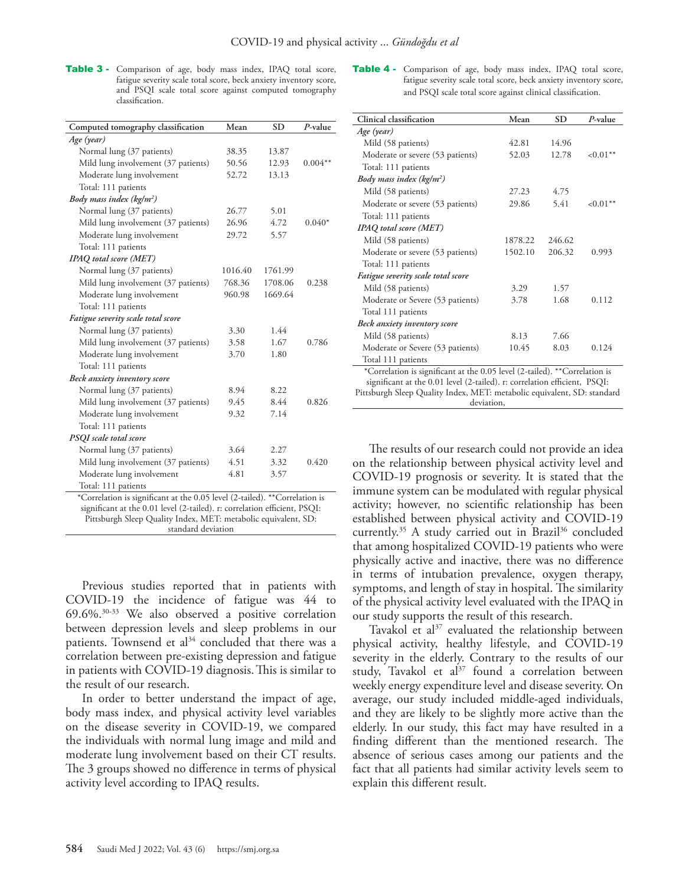**Table 3 -** Comparison of age, body mass index, IPAQ total score, fatigue severity scale total score, beck anxiety inventory score, and PSQI scale total score against computed tomography classification.

| Computed tomography classification | Mean | SD | *P*-value |
|---|---|---|---|
| *Age (year)* | | | |
| Normal lung (37 patients) | 38.35 | 13.87 | |
| Mild lung involvement (37 patients) | 50.56 | 12.93 | 0.004** |
| Moderate lung involvement | 52.72 | 13.13 | |
| Total: 111 patients | | | |
| *Body mass index (kg/m²)* | | | |
| Normal lung (37 patients) | 26.77 | 5.01 | |
| Mild lung involvement (37 patients) | 26.96 | 4.72 | 0.040* |
| Moderate lung involvement | 29.72 | 5.57 | |
| Total: 111 patients | | | |
| *IPAQ total score (MET)* | | | |
| Normal lung (37 patients) | 1016.40 | 1761.99 | |
| Mild lung involvement (37 patients) | 768.36 | 1708.06 | 0.238 |
| Moderate lung involvement | 960.98 | 1669.64 | |
| Total: 111 patients | | | |
| *Fatigue severity scale total score* | | | |
| Normal lung (37 patients) | 3.30 | 1.44 | |
| Mild lung involvement (37 patients) | 3.58 | 1.67 | 0.786 |
| Moderate lung involvement | 3.70 | 1.80 | |
| Total: 111 patients | | | |
| *Beck anxiety inventory score* | | | |
| Normal lung (37 patients) | 8.94 | 8.22 | |
| Mild lung involvement (37 patients) | 9.45 | 8.44 | 0.826 |
| Moderate lung involvement | 9.32 | 7.14 | |
| Total: 111 patients | | | |
| *PSQI scale total score* | | | |
| Normal lung (37 patients) | 3.64 | 2.27 | |
| Mild lung involvement (37 patients) | 4.51 | 3.32 | 0.420 |
| Moderate lung involvement | 4.81 | 3.57 | |
| Total: 111 patients | | | |

*Correlation is significant at the 0.05 level (2-tailed). **Correlation is significant at the 0.01 level (2-tailed). r: correlation efficient, PSQI: Pittsburgh Sleep Quality Index, MET: metabolic equivalent, SD: standard deviation

Previous studies reported that in patients with COVID-19 the incidence of fatigue was 44 to 69.6%.[30-33] We also observed a positive correlation between depression levels and sleep problems in our patients. Townsend et al[34] concluded that there was a correlation between pre-existing depression and fatigue in patients with COVID-19 diagnosis. This is similar to the result of our research.

In order to better understand the impact of age, body mass index, and physical activity level variables on the disease severity in COVID-19, we compared the individuals with normal lung image and mild and moderate lung involvement based on their CT results. The 3 groups showed no difference in terms of physical activity level according to IPAQ results.

**Table 4 -** Comparison of age, body mass index, IPAQ total score, fatigue severity scale total score, beck anxiety inventory score, and PSQI scale total score against clinical classification.

| Clinical classification | Mean | SD | *P*-value |
|---|---|---|---|
| *Age (year)* | | | |
| Mild (58 patients) | 42.81 | 14.96 | |
| Moderate or severe (53 patients) | 52.03 | 12.78 | <0.01** |
| Total: 111 patients | | | |
| *Body mass index (kg/m²)* | | | |
| Mild (58 patients) | 27.23 | 4.75 | |
| Moderate or severe (53 patients) | 29.86 | 5.41 | <0.01** |
| Total: 111 patients | | | |
| *IPAQ total score (MET)* | | | |
| Mild (58 patients) | 1878.22 | 246.62 | |
| Moderate or severe (53 patients) | 1502.10 | 206.32 | 0.993 |
| Total: 111 patients | | | |
| *Fatigue severity scale total score* | | | |
| Mild (58 patients) | 3.29 | 1.57 | |
| Moderate or Severe (53 patients) | 3.78 | 1.68 | 0.112 |
| Total 111 patients | | | |
| *Beck anxiety inventory score* | | | |
| Mild (58 patients) | 8.13 | 7.66 | |
| Moderate or Severe (53 patients) | 10.45 | 8.03 | 0.124 |
| Total 111 patients | | | |

*Correlation is significant at the 0.05 level (2-tailed). **Correlation is significant at the 0.01 level (2-tailed). r: correlation efficient, PSQI: Pittsburgh Sleep Quality Index, MET: metabolic equivalent, SD: standard deviation,

The results of our research could not provide an idea on the relationship between physical activity level and COVID-19 prognosis or severity. It is stated that the immune system can be modulated with regular physical activity; however, no scientific relationship has been established between physical activity and COVID-19 currently.[35] A study carried out in Brazil[36] concluded that among hospitalized COVID-19 patients who were physically active and inactive, there was no difference in terms of intubation prevalence, oxygen therapy, symptoms, and length of stay in hospital. The similarity of the physical activity level evaluated with the IPAQ in our study supports the result of this research.

Tavakol et al[37] evaluated the relationship between physical activity, healthy lifestyle, and COVID-19 severity in the elderly. Contrary to the results of our study, Tavakol et al[37] found a correlation between weekly energy expenditure level and disease severity. On average, our study included middle-aged individuals, and they are likely to be slightly more active than the elderly. In our study, this fact may have resulted in a finding different than the mentioned research. The absence of serious cases among our patients and the fact that all patients had similar activity levels seem to explain this different result.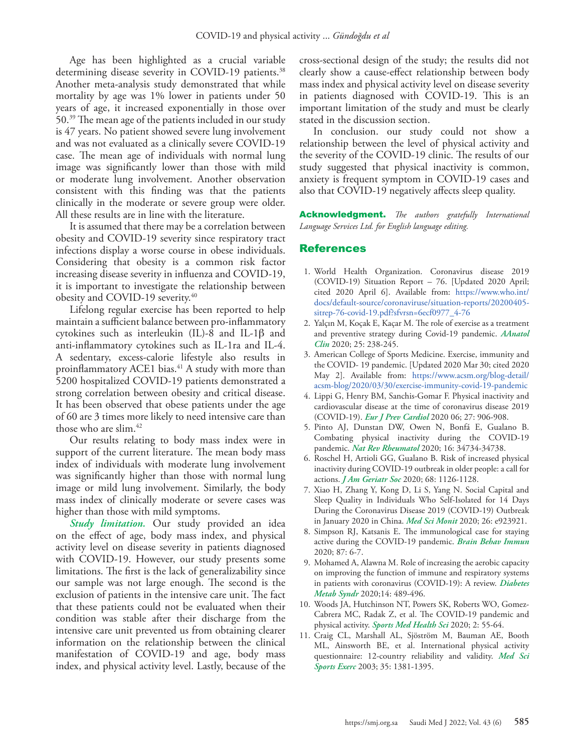Age has been highlighted as a crucial variable determining disease severity in COVID-19 patients.[38] Another meta-analysis study demonstrated that while mortality by age was 1% lower in patients under 50 years of age, it increased exponentially in those over 50.[39] The mean age of the patients included in our study is 47 years. No patient showed severe lung involvement and was not evaluated as a clinically severe COVID-19 case. The mean age of individuals with normal lung image was significantly lower than those with mild or moderate lung involvement. Another observation consistent with this finding was that the patients clinically in the moderate or severe group were older. All these results are in line with the literature.

It is assumed that there may be a correlation between obesity and COVID-19 severity since respiratory tract infections display a worse course in obese individuals. Considering that obesity is a common risk factor increasing disease severity in influenza and COVID-19, it is important to investigate the relationship between obesity and COVID-19 severity.[40]

Lifelong regular exercise has been reported to help maintain a sufficient balance between pro-inflammatory cytokines such as interleukin (IL)-8 and IL-1β and anti-inflammatory cytokines such as IL-1ra and IL-4. A sedentary, excess-calorie lifestyle also results in proinflammatory ACE1 bias.[41] A study with more than 5200 hospitalized COVID-19 patients demonstrated a strong correlation between obesity and critical disease. It has been observed that obese patients under the age of 60 are 3 times more likely to need intensive care than those who are slim.[42]

Our results relating to body mass index were in support of the current literature. The mean body mass index of individuals with moderate lung involvement was significantly higher than those with normal lung image or mild lung involvement. Similarly, the body mass index of clinically moderate or severe cases was higher than those with mild symptoms.

***Study limitation.*** Our study provided an idea on the effect of age, body mass index, and physical activity level on disease severity in patients diagnosed with COVID-19. However, our study presents some limitations. The first is the lack of generalizability since our sample was not large enough. The second is the exclusion of patients in the intensive care unit. The fact that these patients could not be evaluated when their condition was stable after their discharge from the intensive care unit prevented us from obtaining clearer information on the relationship between the clinical manifestation of COVID-19 and age, body mass index, and physical activity level. Lastly, because of the cross-sectional design of the study; the results did not clearly show a cause-effect relationship between body mass index and physical activity level on disease severity in patients diagnosed with COVID-19. This is an important limitation of the study and must be clearly stated in the discussion section.

In conclusion. our study could not show a relationship between the level of physical activity and the severity of the COVID-19 clinic. The results of our study suggested that physical inactivity is common, anxiety is frequent symptom in COVID-19 cases and also that COVID-19 negatively affects sleep quality.

**Acknowledgment.** *The authors gratefully International Language Services Ltd. for English language editing.*

## References

1. World Health Organization. Coronavirus disease 2019 (COVID-19) Situation Report – 76. [Updated 2020 April; cited 2020 April 6]. Available from: https://www.who.int/docs/default-source/coronaviruse/situation-reports/20200405-sitrep-76-covid-19.pdf?sfvrsn=6ecf0977_4-76
2. Yalçın M, Koçak E, Kaçar M. The role of exercise as a treatment and preventive strategy during Covid-19 pandemic. *AAnatol Clin* 2020; 25: 238-245.
3. American College of Sports Medicine. Exercise, immunity and the COVID- 19 pandemic. [Updated 2020 Mar 30; cited 2020 May 2]. Available from: https://www.acsm.org/blog-detail/acsm-blog/2020/03/30/exercise-immunity-covid-19-pandemic
4. Lippi G, Henry BM, Sanchis-Gomar F. Physical inactivity and cardiovascular disease at the time of coronavirus disease 2019 (COVID-19). *Eur J Prev Cardiol* 2020 06; 27: 906-908.
5. Pinto AJ, Dunstan DW, Owen N, Bonfá E, Gualano B. Combating physical inactivity during the COVID-19 pandemic. *Nat Rev Rheumatol* 2020; 16: 34734-34738.
6. Roschel H, Artioli GG, Gualano B. Risk of increased physical inactivity during COVID-19 outbreak in older people: a call for actions. *J Am Geriatr Soc* 2020; 68: 1126-1128.
7. Xiao H, Zhang Y, Kong D, Li S, Yang N. Social Capital and Sleep Quality in Individuals Who Self-Isolated for 14 Days During the Coronavirus Disease 2019 (COVID-19) Outbreak in January 2020 in China. *Med Sci Monit* 2020; 26: e923921.
8. Simpson RJ, Katsanis E. The immunological case for staying active during the COVID-19 pandemic. *Brain Behav Immun* 2020; 87: 6-7.
9. Mohamed A, Alawna M. Role of increasing the aerobic capacity on improving the function of immune and respiratory systems in patients with coronavirus (COVID-19): A review. *Diabetes Metab Syndr* 2020;14: 489-496.
10. Woods JA, Hutchinson NT, Powers SK, Roberts WO, Gomez-Cabrera MC, Radak Z, et al. The COVID-19 pandemic and physical activity. *Sports Med Health Sci* 2020; 2: 55-64.
11. Craig CL, Marshall AL, Sjöström M, Bauman AE, Booth ML, Ainsworth BE, et al. International physical activity questionnaire: 12-country reliability and validity. *Med Sci Sports Exerc* 2003; 35: 1381-1395.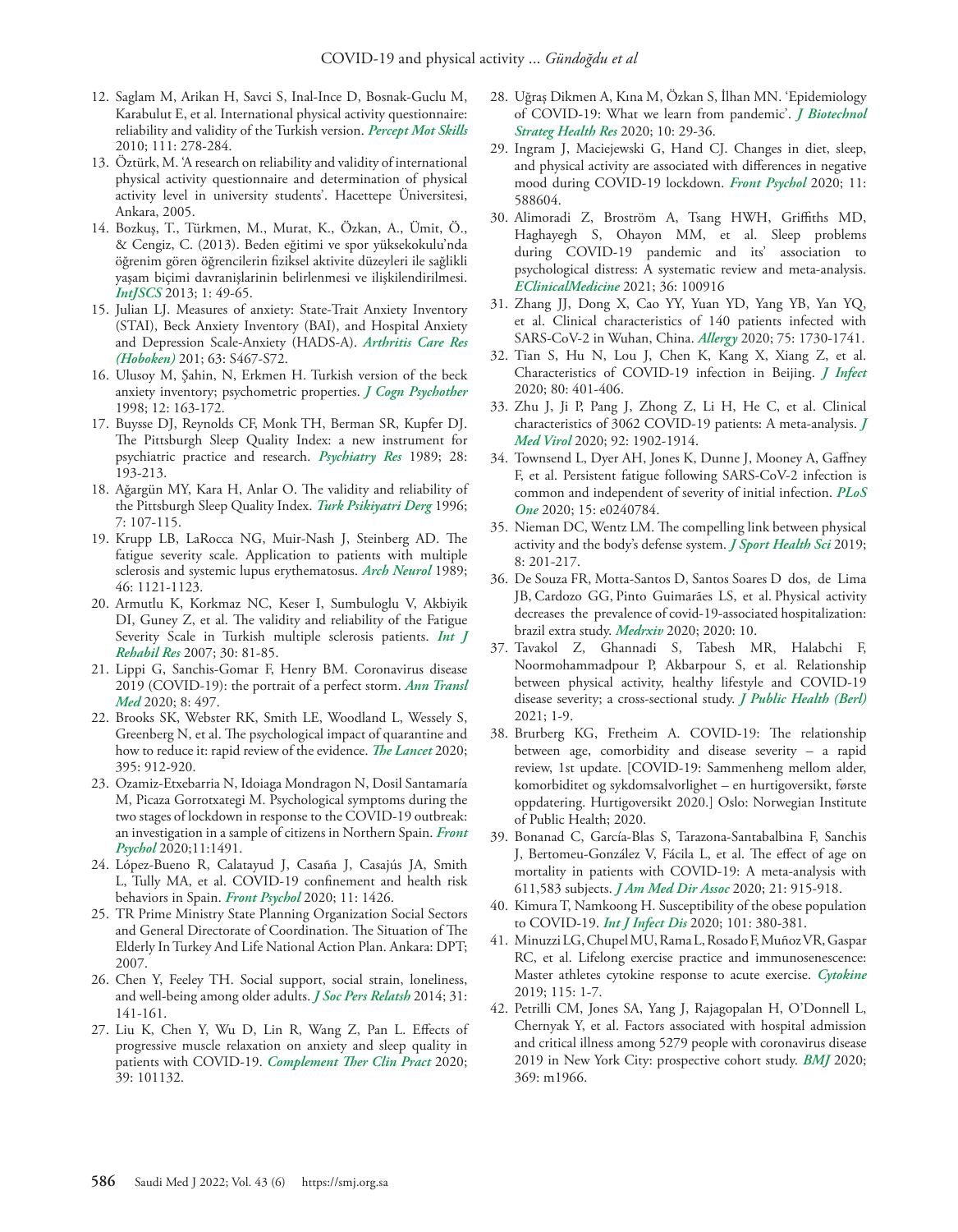12. Saglam M, Arikan H, Savci S, Inal-Ince D, Bosnak-Guclu M, Karabulut E, et al. International physical activity questionnaire: reliability and validity of the Turkish version. *Percept Mot Skills* 2010; 111: 278-284.
13. Öztürk, M. 'A research on reliability and validity of international physical activity questionnaire and determination of physical activity level in university students'. Hacettepe Üniversitesi, Ankara, 2005.
14. Bozkuş, T., Türkmen, M., Murat, K., Özkan, A., Ümit, Ö., & Cengiz, C. (2013). Beden eğitimi ve spor yüksekokulu'nda öğrenim gören öğrencilerin fiziksel aktivite düzeyleri ile sağlıklı yaşam biçimi davranışlarinin belirlenmesi ve ilişkilendirilmesi. *IntJSCS* 2013; 1: 49-65.
15. Julian LJ. Measures of anxiety: State-Trait Anxiety Inventory (STAI), Beck Anxiety Inventory (BAI), and Hospital Anxiety and Depression Scale-Anxiety (HADS-A). *Arthritis Care Res (Hoboken)* 201; 63: S467-S72.
16. Ulusoy M, Şahin, N, Erkmen H. Turkish version of the beck anxiety inventory; psychometric properties. *J Cogn Psychother* 1998; 12: 163-172.
17. Buysse DJ, Reynolds CF, Monk TH, Berman SR, Kupfer DJ. The Pittsburgh Sleep Quality Index: a new instrument for psychiatric practice and research. *Psychiatry Res* 1989; 28: 193-213.
18. Ağargün MY, Kara H, Anlar O. The validity and reliability of the Pittsburgh Sleep Quality Index. *Turk Psikiyatri Derg* 1996; 7: 107-115.
19. Krupp LB, LaRocca NG, Muir-Nash J, Steinberg AD. The fatigue severity scale. Application to patients with multiple sclerosis and systemic lupus erythematosus. *Arch Neurol* 1989; 46: 1121-1123.
20. Armutlu K, Korkmaz NC, Keser I, Sumbuloglu V, Akbiyik DI, Guney Z, et al. The validity and reliability of the Fatigue Severity Scale in Turkish multiple sclerosis patients. *Int J Rehabil Res* 2007; 30: 81-85.
21. Lippi G, Sanchis-Gomar F, Henry BM. Coronavirus disease 2019 (COVID-19): the portrait of a perfect storm. *Ann Transl Med* 2020; 8: 497.
22. Brooks SK, Webster RK, Smith LE, Woodland L, Wessely S, Greenberg N, et al. The psychological impact of quarantine and how to reduce it: rapid review of the evidence. *The Lancet* 2020; 395: 912-920.
23. Ozamiz-Etxebarria N, Idoiaga Mondragon N, Dosil Santamaría M, Picaza Gorrotxategi M. Psychological symptoms during the two stages of lockdown in response to the COVID-19 outbreak: an investigation in a sample of citizens in Northern Spain. *Front Psychol* 2020;11:1491.
24. López-Bueno R, Calatayud J, Casaña J, Casajús JA, Smith L, Tully MA, et al. COVID-19 confinement and health risk behaviors in Spain. *Front Psychol* 2020; 11: 1426.
25. TR Prime Ministry State Planning Organization Social Sectors and General Directorate of Coordination. The Situation of The Elderly In Turkey And Life National Action Plan. Ankara: DPT; 2007.
26. Chen Y, Feeley TH. Social support, social strain, loneliness, and well-being among older adults. *J Soc Pers Relatsh* 2014; 31: 141-161.
27. Liu K, Chen Y, Wu D, Lin R, Wang Z, Pan L. Effects of progressive muscle relaxation on anxiety and sleep quality in patients with COVID-19. *Complement Ther Clin Pract* 2020; 39: 101132.
28. Uğraş Dikmen A, Kına M, Özkan S, İlhan MN. 'Epidemiology of COVID-19: What we learn from pandemic'. *J Biotechnol Strateg Health Res* 2020; 10: 29-36.
29. Ingram J, Maciejewski G, Hand CJ. Changes in diet, sleep, and physical activity are associated with differences in negative mood during COVID-19 lockdown. *Front Psychol* 2020; 11: 588604.
30. Alimoradi Z, Broström A, Tsang HWH, Griffiths MD, Haghayegh S, Ohayon MM, et al. Sleep problems during COVID-19 pandemic and its' association to psychological distress: A systematic review and meta-analysis. *EClinicalMedicine* 2021; 36: 100916
31. Zhang JJ, Dong X, Cao YY, Yuan YD, Yang YB, Yan YQ, et al. Clinical characteristics of 140 patients infected with SARS-CoV-2 in Wuhan, China. *Allergy* 2020; 75: 1730-1741.
32. Tian S, Hu N, Lou J, Chen K, Kang X, Xiang Z, et al. Characteristics of COVID-19 infection in Beijing. *J Infect* 2020; 80: 401-406.
33. Zhu J, Ji P, Pang J, Zhong Z, Li H, He C, et al. Clinical characteristics of 3062 COVID-19 patients: A meta-analysis. *J Med Virol* 2020; 92: 1902-1914.
34. Townsend L, Dyer AH, Jones K, Dunne J, Mooney A, Gaffney F, et al. Persistent fatigue following SARS-CoV-2 infection is common and independent of severity of initial infection. *PLoS One* 2020; 15: e0240784.
35. Nieman DC, Wentz LM. The compelling link between physical activity and the body's defense system. *J Sport Health Sci* 2019; 8: 201-217.
36. De Souza FR, Motta-Santos D, Santos Soares D dos, de Lima JB, Cardozo GG, Pinto Guimarães LS, et al. Physical activity decreases the prevalence of covid-19-associated hospitalization: brazil extra study. *Medrxiv* 2020; 2020: 10.
37. Tavakol Z, Ghannadi S, Tabesh MR, Halabchi F, Noormohammadpour P, Akbarpour S, et al. Relationship between physical activity, healthy lifestyle and COVID-19 disease severity; a cross-sectional study. *J Public Health (Berl)* 2021; 1-9.
38. Brurberg KG, Fretheim A. COVID-19: The relationship between age, comorbidity and disease severity – a rapid review, 1st update. [COVID-19: Sammenheng mellom alder, komorbiditet og sykdomsalvorlighet – en hurtigoversikt, første oppdatering. Hurtigoversikt 2020.] Oslo: Norwegian Institute of Public Health; 2020.
39. Bonanad C, García-Blas S, Tarazona-Santabalbina F, Sanchis J, Bertomeu-González V, Fácila L, et al. The effect of age on mortality in patients with COVID-19: A meta-analysis with 611,583 subjects. *J Am Med Dir Assoc* 2020; 21: 915-918.
40. Kimura T, Namkoong H. Susceptibility of the obese population to COVID-19. *Int J Infect Dis* 2020; 101: 380-381.
41. Minuzzi LG, Chupel MU, Rama L, Rosado F, Muñoz VR, Gaspar RC, et al. Lifelong exercise practice and immunosenescence: Master athletes cytokine response to acute exercise. *Cytokine* 2019; 115: 1-7.
42. Petrilli CM, Jones SA, Yang J, Rajagopalan H, O'Donnell L, Chernyak Y, et al. Factors associated with hospital admission and critical illness among 5279 people with coronavirus disease 2019 in New York City: prospective cohort study. *BMJ* 2020; 369: m1966.